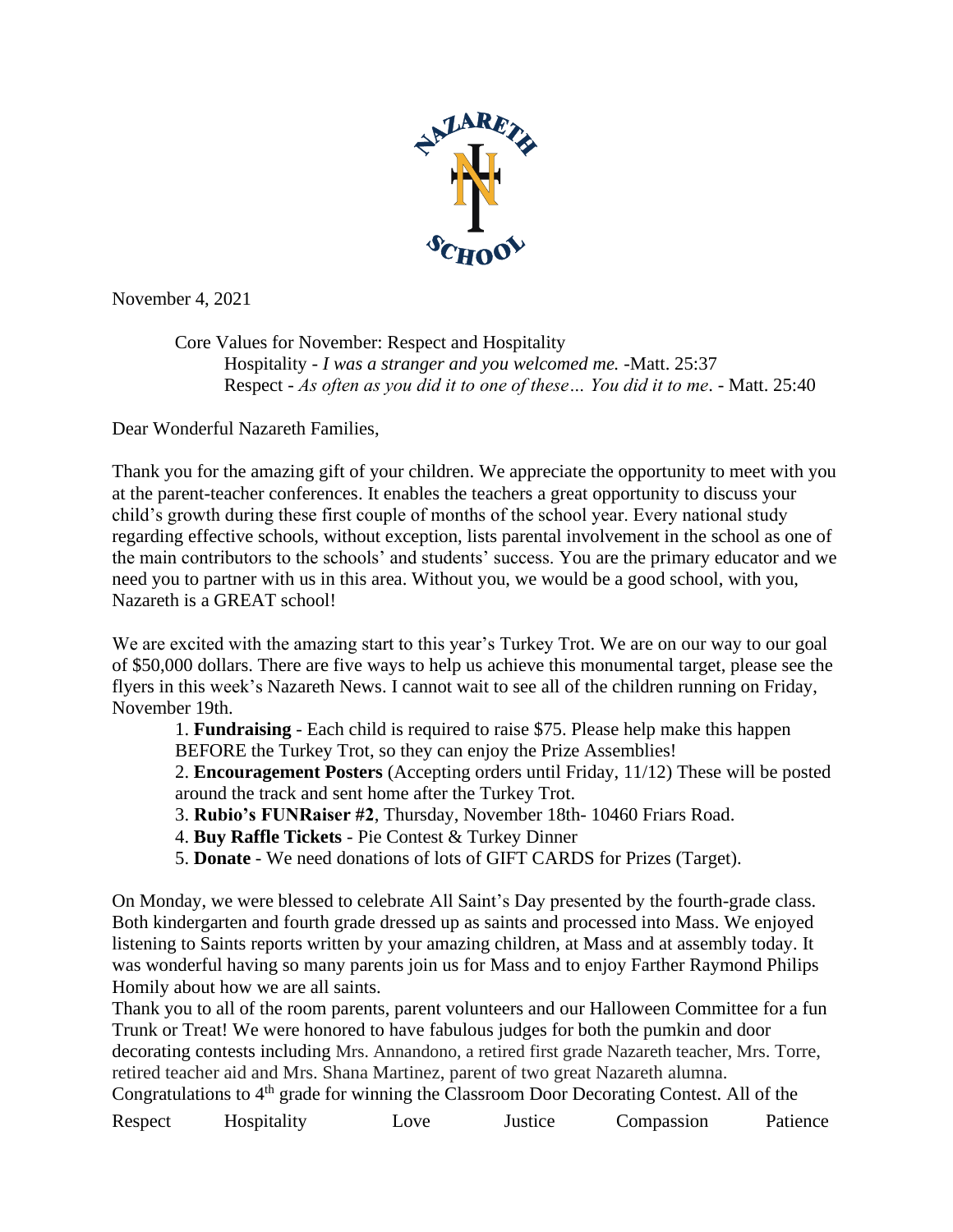November 4, 2021

Core Values for November: Respect and Hospitality

Hospitality - *I was a stranger and you welcomed me.* -Matt. 25:37

Respect - *As often as you did it to one of these… You did it to me*. - Matt. 25:40

Dear Wonderful Nazareth Families,

Thank you for the amazing gift of your children. We appreciate the opportunity to meet with you at the parent-teacher conferences. It enables the teachers a great opportunity to discuss your child's growth during these first couple of months of the school year. Every national study regarding effective schools, without exception, lists parental involvement in the school as one of the main contributors to the schools' and students' success. You are the primary educator and we need you to partner with us in this area. Without you, we would be a good school, with you, Nazareth is a GREAT school!

We are excited with the amazing start to this year's Turkey Trot. We are on our way to our goal of $50,000 dollars. There are five ways to help us achieve this monumental target, please see the flyers in this week's Nazareth News. I cannot wait to see all of the children running on Friday, November 19th.

1. **Fundraising** - Each child is required to raise $75. Please help make this happen BEFORE the Turkey Trot, so they can enjoy the Prize Assemblies!
2. **Encouragement Posters** (Accepting orders until Friday, 11/12) These will be posted around the track and sent home after the Turkey Trot.
3. **Rubio's FUNRaiser #2**, Thursday, November 18th- 10460 Friars Road.
4. **Buy Raffle Tickets** - Pie Contest & Turkey Dinner
5. **Donate** - We need donations of lots of GIFT CARDS for Prizes (Target).

On Monday, we were blessed to celebrate All Saint's Day presented by the fourth-grade class. Both kindergarten and fourth grade dressed up as saints and processed into Mass. We enjoyed listening to Saints reports written by your amazing children, at Mass and at assembly today. It was wonderful having so many parents join us for Mass and to enjoy Farther Raymond Philips Homily about how we are all saints.

Thank you to all of the room parents, parent volunteers and our Halloween Committee for a fun Trunk or Treat! We were honored to have fabulous judges for both the pumkin and door decorating contests including Mrs. Annandono, a retired first grade Nazareth teacher, Mrs. Torre, retired teacher aid and Mrs. Shana Martinez, parent of two great Nazareth alumna.

Congratulations to 4th grade for winning the Classroom Door Decorating Contest. All of the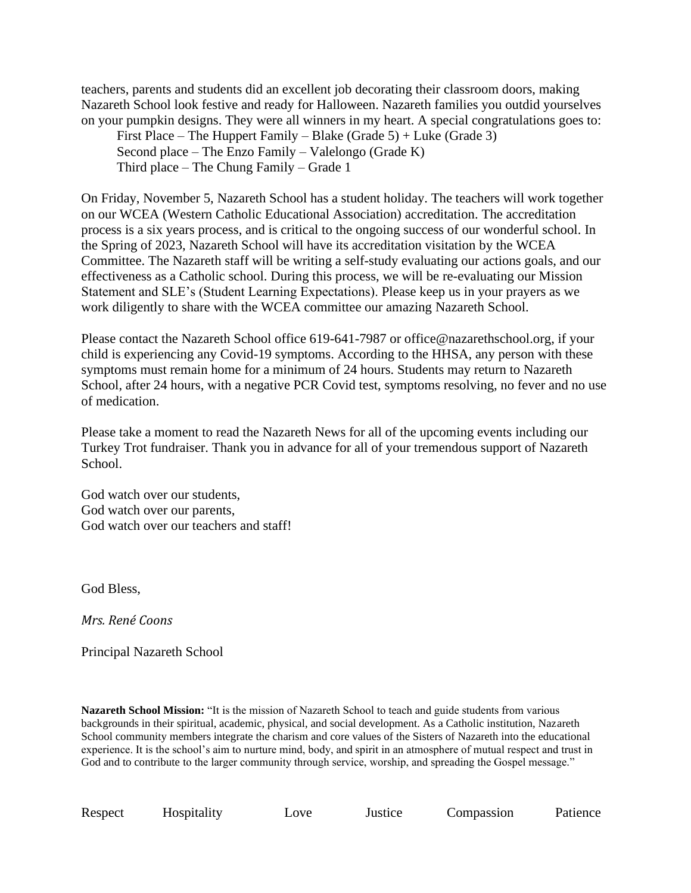teachers, parents and students did an excellent job decorating their classroom doors, making Nazareth School look festive and ready for Halloween. Nazareth families you outdid yourselves on your pumpkin designs. They were all winners in my heart. A special congratulations goes to:

First Place – The Huppert Family – Blake (Grade 5) + Luke (Grade 3)
Second place – The Enzo Family – Valelongo (Grade K)
Third place – The Chung Family – Grade 1

On Friday, November 5, Nazareth School has a student holiday. The teachers will work together on our WCEA (Western Catholic Educational Association) accreditation. The accreditation process is a six years process, and is critical to the ongoing success of our wonderful school. In the Spring of 2023, Nazareth School will have its accreditation visitation by the WCEA Committee. The Nazareth staff will be writing a self-study evaluating our actions goals, and our effectiveness as a Catholic school. During this process, we will be re-evaluating our Mission Statement and SLE's (Student Learning Expectations). Please keep us in your prayers as we work diligently to share with the WCEA committee our amazing Nazareth School.

Please contact the Nazareth School office 619-641-7987 or office@nazarethschool.org, if your child is experiencing any Covid-19 symptoms. According to the HHSA, any person with these symptoms must remain home for a minimum of 24 hours. Students may return to Nazareth School, after 24 hours, with a negative PCR Covid test, symptoms resolving, no fever and no use of medication.

Please take a moment to read the Nazareth News for all of the upcoming events including our Turkey Trot fundraiser. Thank you in advance for all of your tremendous support of Nazareth School.

God watch over our students,
God watch over our parents,
God watch over our teachers and staff!

God Bless,

*Mrs. René Coons*

Principal Nazareth School

**Nazareth School Mission:** "It is the mission of Nazareth School to teach and guide students from various backgrounds in their spiritual, academic, physical, and social development. As a Catholic institution, Nazareth School community members integrate the charism and core values of the Sisters of Nazareth into the educational experience. It is the school's aim to nurture mind, body, and spirit in an atmosphere of mutual respect and trust in God and to contribute to the larger community through service, worship, and spreading the Gospel message."

Respect Hospitality Love Justice Compassion Patience